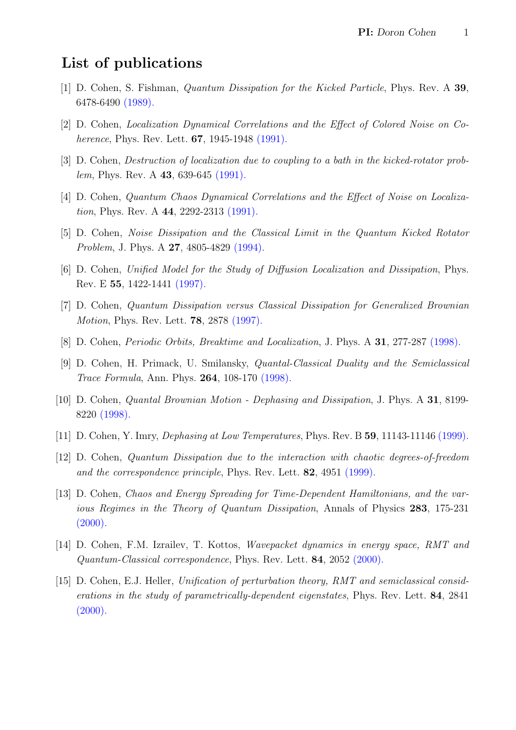# List of publications

[1] D. Cohen, S. Fishman, *Quantum Dissipation for the Kicked Particle*, Phys. Rev. A **39**, 6478-6490 (1989).

[2] D. Cohen, *Localization Dynamical Correlations and the Effect of Colored Noise on Coherence*, Phys. Rev. Lett. **67**, 1945-1948 (1991).

[3] D. Cohen, *Destruction of localization due to coupling to a bath in the kicked-rotator problem*, Phys. Rev. A **43**, 639-645 (1991).

[4] D. Cohen, *Quantum Chaos Dynamical Correlations and the Effect of Noise on Localization*, Phys. Rev. A **44**, 2292-2313 (1991).

[5] D. Cohen, *Noise Dissipation and the Classical Limit in the Quantum Kicked Rotator Problem*, J. Phys. A **27**, 4805-4829 (1994).

[6] D. Cohen, *Unified Model for the Study of Diffusion Localization and Dissipation*, Phys. Rev. E **55**, 1422-1441 (1997).

[7] D. Cohen, *Quantum Dissipation versus Classical Dissipation for Generalized Brownian Motion*, Phys. Rev. Lett. **78**, 2878 (1997).

[8] D. Cohen, *Periodic Orbits, Breaktime and Localization*, J. Phys. A **31**, 277-287 (1998).

[9] D. Cohen, H. Primack, U. Smilansky, *Quantal-Classical Duality and the Semiclassical Trace Formula*, Ann. Phys. **264**, 108-170 (1998).

[10] D. Cohen, *Quantal Brownian Motion - Dephasing and Dissipation*, J. Phys. A **31**, 8199-8220 (1998).

[11] D. Cohen, Y. Imry, *Dephasing at Low Temperatures*, Phys. Rev. B **59**, 11143-11146 (1999).

[12] D. Cohen, *Quantum Dissipation due to the interaction with chaotic degrees-of-freedom and the correspondence principle*, Phys. Rev. Lett. **82**, 4951 (1999).

[13] D. Cohen, *Chaos and Energy Spreading for Time-Dependent Hamiltonians, and the various Regimes in the Theory of Quantum Dissipation*, Annals of Physics **283**, 175-231 (2000).

[14] D. Cohen, F.M. Izrailev, T. Kottos, *Wavepacket dynamics in energy space, RMT and Quantum-Classical correspondence*, Phys. Rev. Lett. **84**, 2052 (2000).

[15] D. Cohen, E.J. Heller, *Unification of perturbation theory, RMT and semiclassical considerations in the study of parametrically-dependent eigenstates*, Phys. Rev. Lett. **84**, 2841 (2000).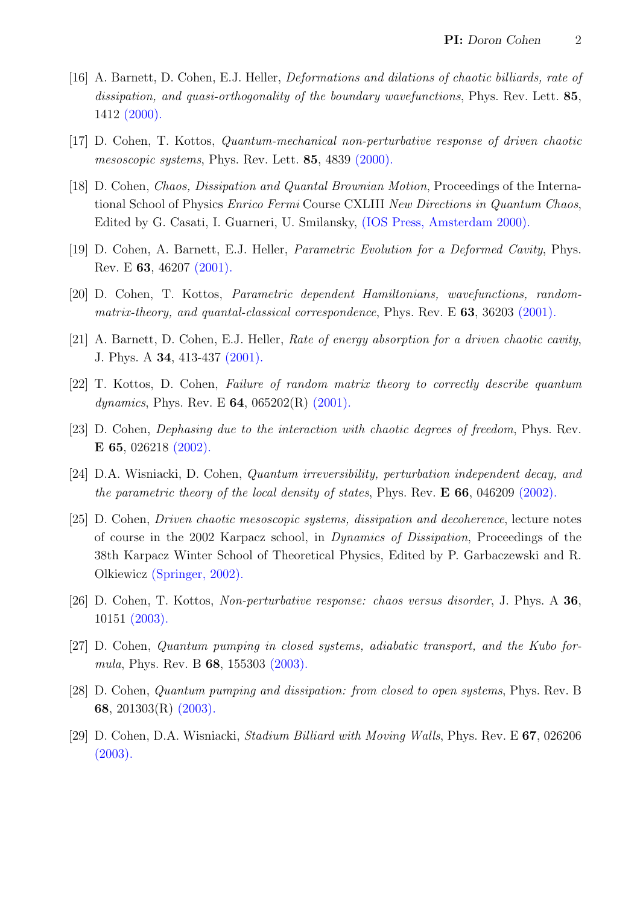[16] A. Barnett, D. Cohen, E.J. Heller, *Deformations and dilations of chaotic billiards, rate of dissipation, and quasi-orthogonality of the boundary wavefunctions*, Phys. Rev. Lett. **85**, 1412 (2000).

[17] D. Cohen, T. Kottos, *Quantum-mechanical non-perturbative response of driven chaotic mesoscopic systems*, Phys. Rev. Lett. **85**, 4839 (2000).

[18] D. Cohen, *Chaos, Dissipation and Quantal Brownian Motion*, Proceedings of the International School of Physics *Enrico Fermi* Course CXLIII *New Directions in Quantum Chaos*, Edited by G. Casati, I. Guarneri, U. Smilansky, (IOS Press, Amsterdam 2000).

[19] D. Cohen, A. Barnett, E.J. Heller, *Parametric Evolution for a Deformed Cavity*, Phys. Rev. E **63**, 46207 (2001).

[20] D. Cohen, T. Kottos, *Parametric dependent Hamiltonians, wavefunctions, random-matrix-theory, and quantal-classical correspondence*, Phys. Rev. E **63**, 36203 (2001).

[21] A. Barnett, D. Cohen, E.J. Heller, *Rate of energy absorption for a driven chaotic cavity*, J. Phys. A **34**, 413-437 (2001).

[22] T. Kottos, D. Cohen, *Failure of random matrix theory to correctly describe quantum dynamics*, Phys. Rev. E **64**, 065202(R) (2001).

[23] D. Cohen, *Dephasing due to the interaction with chaotic degrees of freedom*, Phys. Rev. **E 65**, 026218 (2002).

[24] D.A. Wisniacki, D. Cohen, *Quantum irreversibility, perturbation independent decay, and the parametric theory of the local density of states*, Phys. Rev. **E 66**, 046209 (2002).

[25] D. Cohen, *Driven chaotic mesoscopic systems, dissipation and decoherence*, lecture notes of course in the 2002 Karpacz school, in *Dynamics of Dissipation*, Proceedings of the 38th Karpacz Winter School of Theoretical Physics, Edited by P. Garbaczewski and R. Olkiewicz (Springer, 2002).

[26] D. Cohen, T. Kottos, *Non-perturbative response: chaos versus disorder*, J. Phys. A **36**, 10151 (2003).

[27] D. Cohen, *Quantum pumping in closed systems, adiabatic transport, and the Kubo formula*, Phys. Rev. B **68**, 155303 (2003).

[28] D. Cohen, *Quantum pumping and dissipation: from closed to open systems*, Phys. Rev. B **68**, 201303(R) (2003).

[29] D. Cohen, D.A. Wisniacki, *Stadium Billiard with Moving Walls*, Phys. Rev. E **67**, 026206 (2003).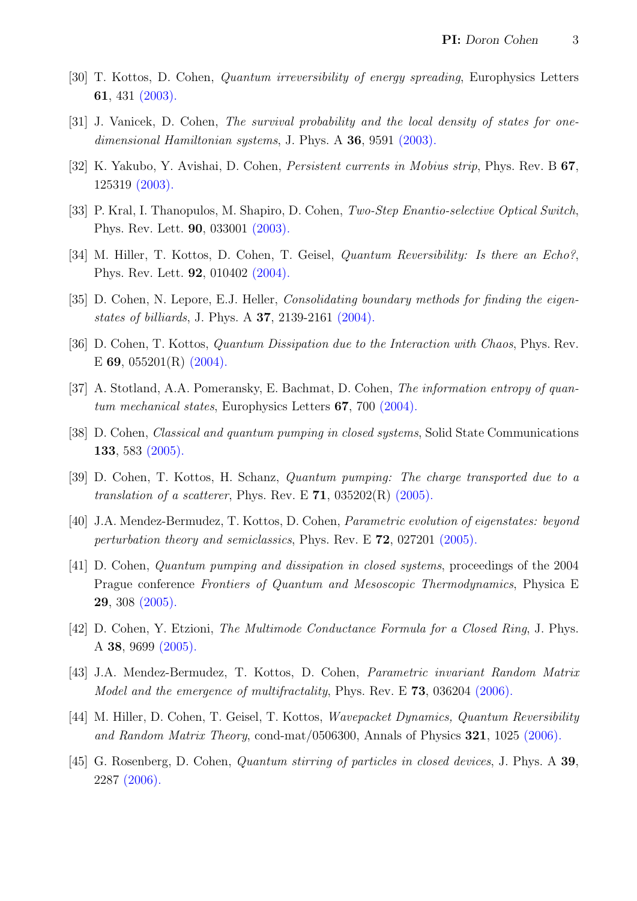[30] T. Kottos, D. Cohen, *Quantum irreversibility of energy spreading*, Europhysics Letters **61**, 431 (2003).

[31] J. Vanicek, D. Cohen, *The survival probability and the local density of states for one-dimensional Hamiltonian systems*, J. Phys. A **36**, 9591 (2003).

[32] K. Yakubo, Y. Avishai, D. Cohen, *Persistent currents in Mobius strip*, Phys. Rev. B **67**, 125319 (2003).

[33] P. Kral, I. Thanopulos, M. Shapiro, D. Cohen, *Two-Step Enantio-selective Optical Switch*, Phys. Rev. Lett. **90**, 033001 (2003).

[34] M. Hiller, T. Kottos, D. Cohen, T. Geisel, *Quantum Reversibility: Is there an Echo?*, Phys. Rev. Lett. **92**, 010402 (2004).

[35] D. Cohen, N. Lepore, E.J. Heller, *Consolidating boundary methods for finding the eigenstates of billiards*, J. Phys. A **37**, 2139-2161 (2004).

[36] D. Cohen, T. Kottos, *Quantum Dissipation due to the Interaction with Chaos*, Phys. Rev. E **69**, 055201(R) (2004).

[37] A. Stotland, A.A. Pomeransky, E. Bachmat, D. Cohen, *The information entropy of quantum mechanical states*, Europhysics Letters **67**, 700 (2004).

[38] D. Cohen, *Classical and quantum pumping in closed systems*, Solid State Communications **133**, 583 (2005).

[39] D. Cohen, T. Kottos, H. Schanz, *Quantum pumping: The charge transported due to a translation of a scatterer*, Phys. Rev. E **71**, 035202(R) (2005).

[40] J.A. Mendez-Bermudez, T. Kottos, D. Cohen, *Parametric evolution of eigenstates: beyond perturbation theory and semiclassics*, Phys. Rev. E **72**, 027201 (2005).

[41] D. Cohen, *Quantum pumping and dissipation in closed systems*, proceedings of the 2004 Prague conference *Frontiers of Quantum and Mesoscopic Thermodynamics*, Physica E **29**, 308 (2005).

[42] D. Cohen, Y. Etzioni, *The Multimode Conductance Formula for a Closed Ring*, J. Phys. A **38**, 9699 (2005).

[43] J.A. Mendez-Bermudez, T. Kottos, D. Cohen, *Parametric invariant Random Matrix Model and the emergence of multifractality*, Phys. Rev. E **73**, 036204 (2006).

[44] M. Hiller, D. Cohen, T. Geisel, T. Kottos, *Wavepacket Dynamics, Quantum Reversibility and Random Matrix Theory*, cond-mat/0506300, Annals of Physics **321**, 1025 (2006).

[45] G. Rosenberg, D. Cohen, *Quantum stirring of particles in closed devices*, J. Phys. A **39**, 2287 (2006).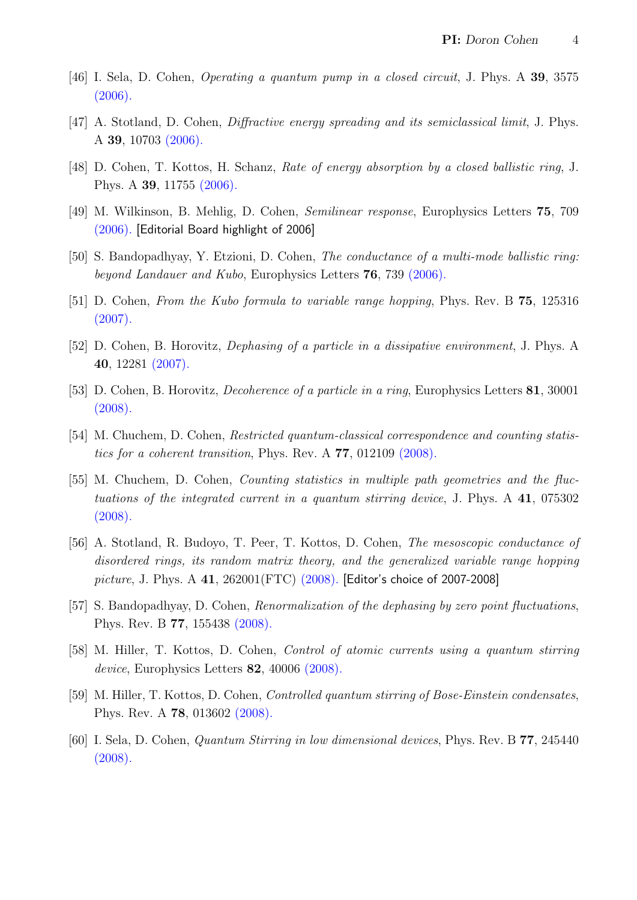[46] I. Sela, D. Cohen, *Operating a quantum pump in a closed circuit*, J. Phys. A **39**, 3575 (2006).

[47] A. Stotland, D. Cohen, *Diffractive energy spreading and its semiclassical limit*, J. Phys. A **39**, 10703 (2006).

[48] D. Cohen, T. Kottos, H. Schanz, *Rate of energy absorption by a closed ballistic ring*, J. Phys. A **39**, 11755 (2006).

[49] M. Wilkinson, B. Mehlig, D. Cohen, *Semilinear response*, Europhysics Letters **75**, 709 (2006). [Editorial Board highlight of 2006]

[50] S. Bandopadhyay, Y. Etzioni, D. Cohen, *The conductance of a multi-mode ballistic ring: beyond Landauer and Kubo*, Europhysics Letters **76**, 739 (2006).

[51] D. Cohen, *From the Kubo formula to variable range hopping*, Phys. Rev. B **75**, 125316 (2007).

[52] D. Cohen, B. Horovitz, *Dephasing of a particle in a dissipative environment*, J. Phys. A **40**, 12281 (2007).

[53] D. Cohen, B. Horovitz, *Decoherence of a particle in a ring*, Europhysics Letters **81**, 30001 (2008).

[54] M. Chuchem, D. Cohen, *Restricted quantum-classical correspondence and counting statistics for a coherent transition*, Phys. Rev. A **77**, 012109 (2008).

[55] M. Chuchem, D. Cohen, *Counting statistics in multiple path geometries and the fluctuations of the integrated current in a quantum stirring device*, J. Phys. A **41**, 075302 (2008).

[56] A. Stotland, R. Budoyo, T. Peer, T. Kottos, D. Cohen, *The mesoscopic conductance of disordered rings, its random matrix theory, and the generalized variable range hopping picture*, J. Phys. A **41**, 262001(FTC) (2008). [Editor's choice of 2007-2008]

[57] S. Bandopadhyay, D. Cohen, *Renormalization of the dephasing by zero point fluctuations*, Phys. Rev. B **77**, 155438 (2008).

[58] M. Hiller, T. Kottos, D. Cohen, *Control of atomic currents using a quantum stirring device*, Europhysics Letters **82**, 40006 (2008).

[59] M. Hiller, T. Kottos, D. Cohen, *Controlled quantum stirring of Bose-Einstein condensates*, Phys. Rev. A **78**, 013602 (2008).

[60] I. Sela, D. Cohen, *Quantum Stirring in low dimensional devices*, Phys. Rev. B **77**, 245440 (2008).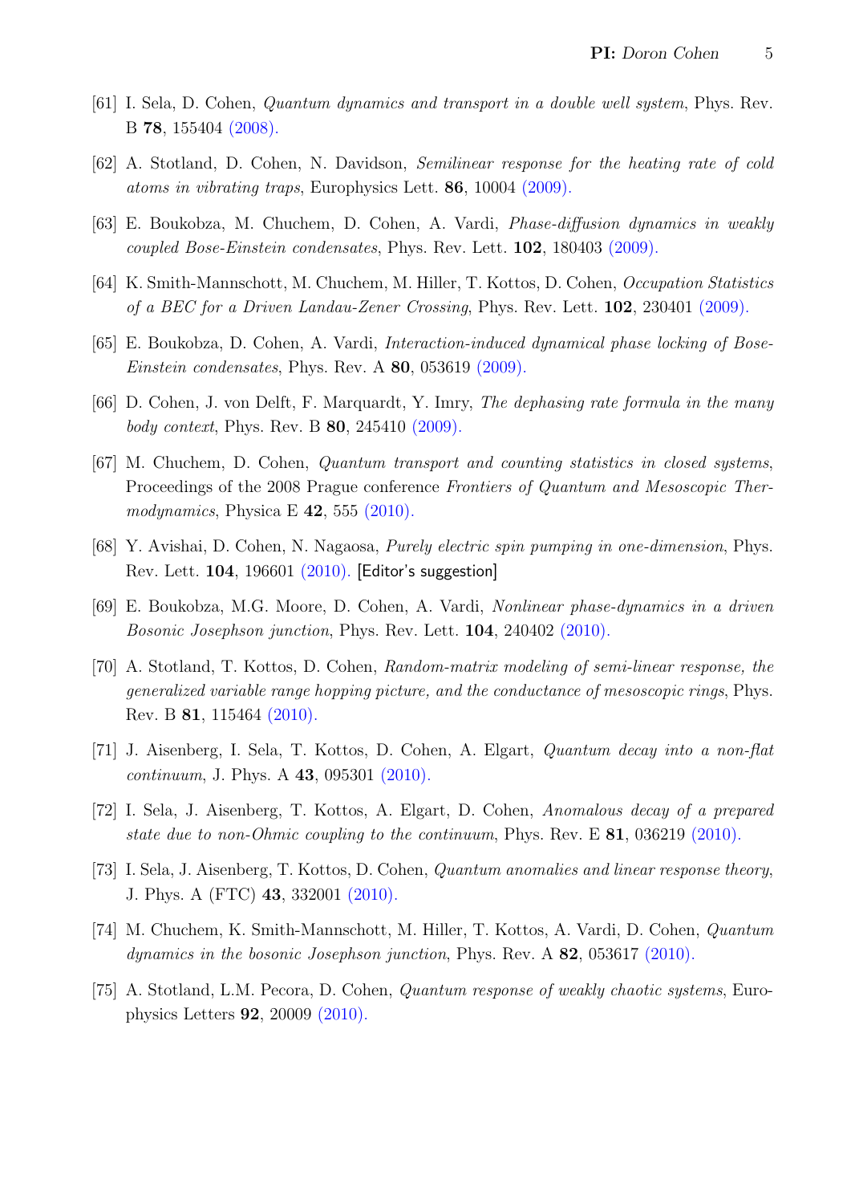[61] I. Sela, D. Cohen, *Quantum dynamics and transport in a double well system*, Phys. Rev. B **78**, 155404 (2008).

[62] A. Stotland, D. Cohen, N. Davidson, *Semilinear response for the heating rate of cold atoms in vibrating traps*, Europhysics Lett. **86**, 10004 (2009).

[63] E. Boukobza, M. Chuchem, D. Cohen, A. Vardi, *Phase-diffusion dynamics in weakly coupled Bose-Einstein condensates*, Phys. Rev. Lett. **102**, 180403 (2009).

[64] K. Smith-Mannschott, M. Chuchem, M. Hiller, T. Kottos, D. Cohen, *Occupation Statistics of a BEC for a Driven Landau-Zener Crossing*, Phys. Rev. Lett. **102**, 230401 (2009).

[65] E. Boukobza, D. Cohen, A. Vardi, *Interaction-induced dynamical phase locking of Bose-Einstein condensates*, Phys. Rev. A **80**, 053619 (2009).

[66] D. Cohen, J. von Delft, F. Marquardt, Y. Imry, *The dephasing rate formula in the many body context*, Phys. Rev. B **80**, 245410 (2009).

[67] M. Chuchem, D. Cohen, *Quantum transport and counting statistics in closed systems*, Proceedings of the 2008 Prague conference *Frontiers of Quantum and Mesoscopic Thermodynamics*, Physica E **42**, 555 (2010).

[68] Y. Avishai, D. Cohen, N. Nagaosa, *Purely electric spin pumping in one-dimension*, Phys. Rev. Lett. **104**, 196601 (2010). [Editor's suggestion]

[69] E. Boukobza, M.G. Moore, D. Cohen, A. Vardi, *Nonlinear phase-dynamics in a driven Bosonic Josephson junction*, Phys. Rev. Lett. **104**, 240402 (2010).

[70] A. Stotland, T. Kottos, D. Cohen, *Random-matrix modeling of semi-linear response, the generalized variable range hopping picture, and the conductance of mesoscopic rings*, Phys. Rev. B **81**, 115464 (2010).

[71] J. Aisenberg, I. Sela, T. Kottos, D. Cohen, A. Elgart, *Quantum decay into a non-flat continuum*, J. Phys. A **43**, 095301 (2010).

[72] I. Sela, J. Aisenberg, T. Kottos, A. Elgart, D. Cohen, *Anomalous decay of a prepared state due to non-Ohmic coupling to the continuum*, Phys. Rev. E **81**, 036219 (2010).

[73] I. Sela, J. Aisenberg, T. Kottos, D. Cohen, *Quantum anomalies and linear response theory*, J. Phys. A (FTC) **43**, 332001 (2010).

[74] M. Chuchem, K. Smith-Mannschott, M. Hiller, T. Kottos, A. Vardi, D. Cohen, *Quantum dynamics in the bosonic Josephson junction*, Phys. Rev. A **82**, 053617 (2010).

[75] A. Stotland, L.M. Pecora, D. Cohen, *Quantum response of weakly chaotic systems*, Europhysics Letters **92**, 20009 (2010).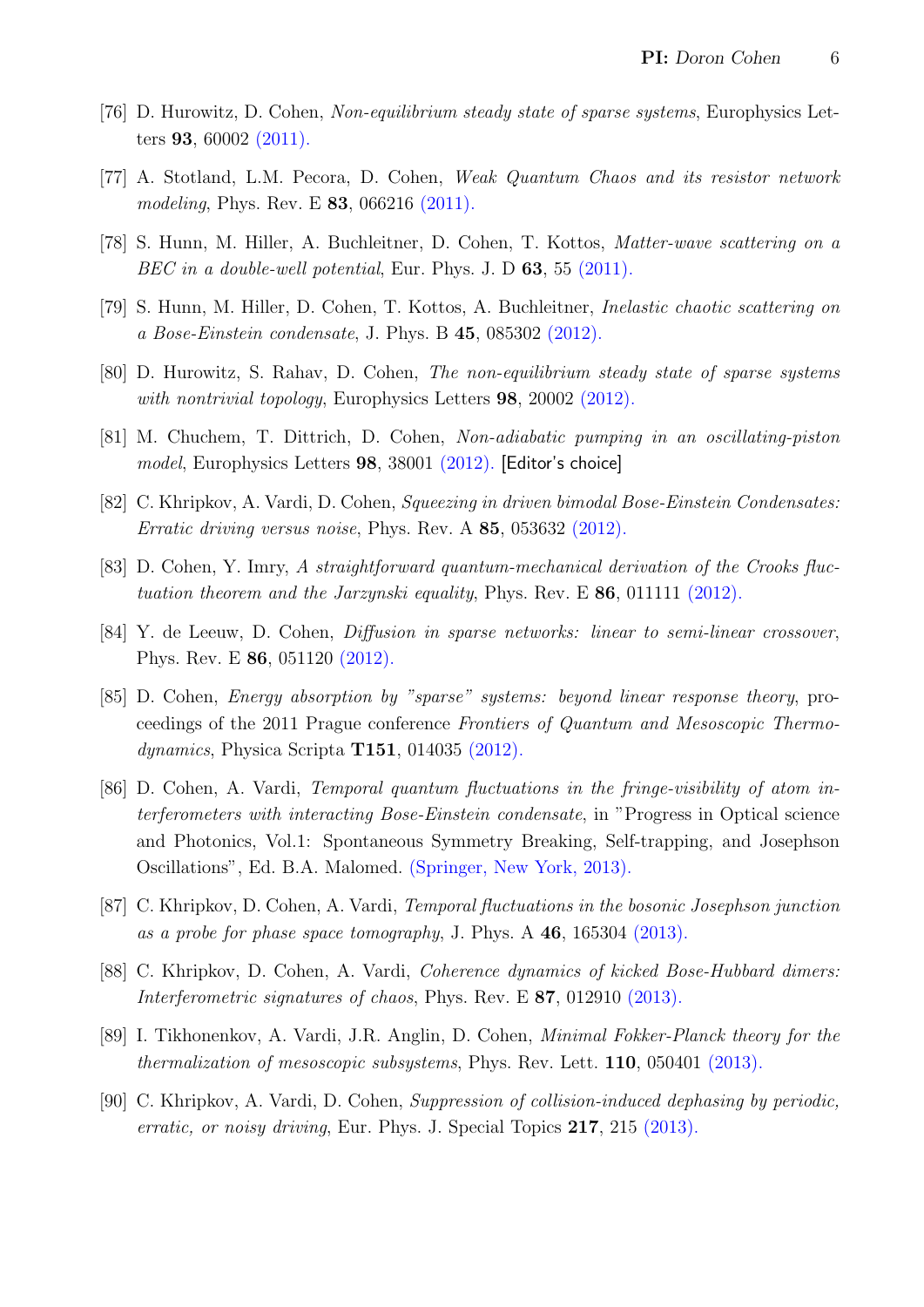[76] D. Hurowitz, D. Cohen, *Non-equilibrium steady state of sparse systems*, Europhysics Letters **93**, 60002 (2011).

[77] A. Stotland, L.M. Pecora, D. Cohen, *Weak Quantum Chaos and its resistor network modeling*, Phys. Rev. E **83**, 066216 (2011).

[78] S. Hunn, M. Hiller, A. Buchleitner, D. Cohen, T. Kottos, *Matter-wave scattering on a BEC in a double-well potential*, Eur. Phys. J. D **63**, 55 (2011).

[79] S. Hunn, M. Hiller, D. Cohen, T. Kottos, A. Buchleitner, *Inelastic chaotic scattering on a Bose-Einstein condensate*, J. Phys. B **45**, 085302 (2012).

[80] D. Hurowitz, S. Rahav, D. Cohen, *The non-equilibrium steady state of sparse systems with nontrivial topology*, Europhysics Letters **98**, 20002 (2012).

[81] M. Chuchem, T. Dittrich, D. Cohen, *Non-adiabatic pumping in an oscillating-piston model*, Europhysics Letters **98**, 38001 (2012). [Editor's choice]

[82] C. Khripkov, A. Vardi, D. Cohen, *Squeezing in driven bimodal Bose-Einstein Condensates: Erratic driving versus noise*, Phys. Rev. A **85**, 053632 (2012).

[83] D. Cohen, Y. Imry, *A straightforward quantum-mechanical derivation of the Crooks fluctuation theorem and the Jarzynski equality*, Phys. Rev. E **86**, 011111 (2012).

[84] Y. de Leeuw, D. Cohen, *Diffusion in sparse networks: linear to semi-linear crossover*, Phys. Rev. E **86**, 051120 (2012).

[85] D. Cohen, *Energy absorption by "sparse" systems: beyond linear response theory*, proceedings of the 2011 Prague conference *Frontiers of Quantum and Mesoscopic Thermodynamics*, Physica Scripta **T151**, 014035 (2012).

[86] D. Cohen, A. Vardi, *Temporal quantum fluctuations in the fringe-visibility of atom interferometers with interacting Bose-Einstein condensate*, in "Progress in Optical science and Photonics, Vol.1: Spontaneous Symmetry Breaking, Self-trapping, and Josephson Oscillations", Ed. B.A. Malomed. (Springer, New York, 2013).

[87] C. Khripkov, D. Cohen, A. Vardi, *Temporal fluctuations in the bosonic Josephson junction as a probe for phase space tomography*, J. Phys. A **46**, 165304 (2013).

[88] C. Khripkov, D. Cohen, A. Vardi, *Coherence dynamics of kicked Bose-Hubbard dimers: Interferometric signatures of chaos*, Phys. Rev. E **87**, 012910 (2013).

[89] I. Tikhonenkov, A. Vardi, J.R. Anglin, D. Cohen, *Minimal Fokker-Planck theory for the thermalization of mesoscopic subsystems*, Phys. Rev. Lett. **110**, 050401 (2013).

[90] C. Khripkov, A. Vardi, D. Cohen, *Suppression of collision-induced dephasing by periodic, erratic, or noisy driving*, Eur. Phys. J. Special Topics **217**, 215 (2013).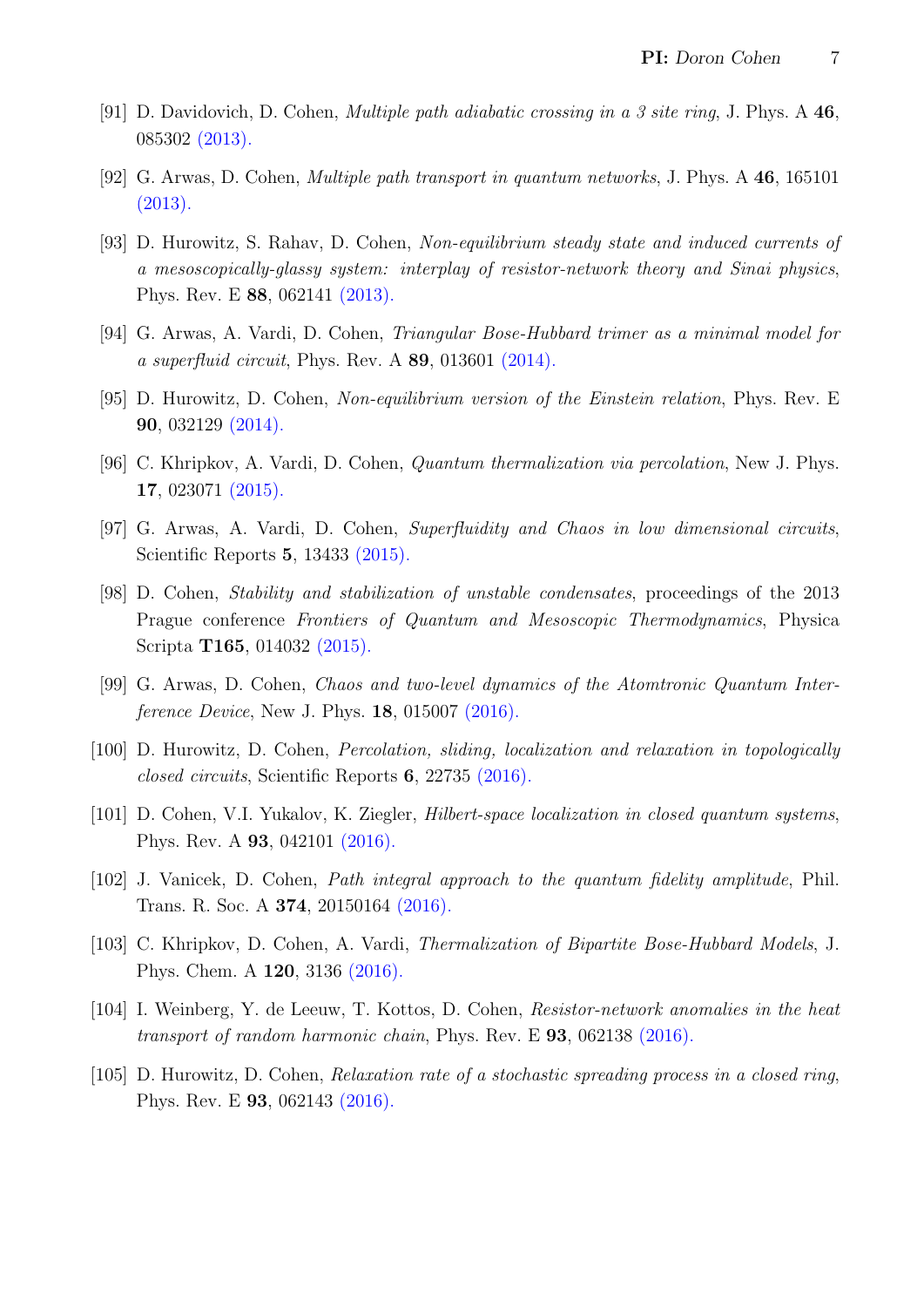[91] D. Davidovich, D. Cohen, *Multiple path adiabatic crossing in a 3 site ring*, J. Phys. A **46**, 085302 (2013).

[92] G. Arwas, D. Cohen, *Multiple path transport in quantum networks*, J. Phys. A **46**, 165101 (2013).

[93] D. Hurowitz, S. Rahav, D. Cohen, *Non-equilibrium steady state and induced currents of a mesoscopically-glassy system: interplay of resistor-network theory and Sinai physics*, Phys. Rev. E **88**, 062141 (2013).

[94] G. Arwas, A. Vardi, D. Cohen, *Triangular Bose-Hubbard trimer as a minimal model for a superfluid circuit*, Phys. Rev. A **89**, 013601 (2014).

[95] D. Hurowitz, D. Cohen, *Non-equilibrium version of the Einstein relation*, Phys. Rev. E **90**, 032129 (2014).

[96] C. Khripkov, A. Vardi, D. Cohen, *Quantum thermalization via percolation*, New J. Phys. **17**, 023071 (2015).

[97] G. Arwas, A. Vardi, D. Cohen, *Superfluidity and Chaos in low dimensional circuits*, Scientific Reports **5**, 13433 (2015).

[98] D. Cohen, *Stability and stabilization of unstable condensates*, proceedings of the 2013 Prague conference *Frontiers of Quantum and Mesoscopic Thermodynamics*, Physica Scripta **T165**, 014032 (2015).

[99] G. Arwas, D. Cohen, *Chaos and two-level dynamics of the Atomtronic Quantum Interference Device*, New J. Phys. **18**, 015007 (2016).

[100] D. Hurowitz, D. Cohen, *Percolation, sliding, localization and relaxation in topologically closed circuits*, Scientific Reports **6**, 22735 (2016).

[101] D. Cohen, V.I. Yukalov, K. Ziegler, *Hilbert-space localization in closed quantum systems*, Phys. Rev. A **93**, 042101 (2016).

[102] J. Vanicek, D. Cohen, *Path integral approach to the quantum fidelity amplitude*, Phil. Trans. R. Soc. A **374**, 20150164 (2016).

[103] C. Khripkov, D. Cohen, A. Vardi, *Thermalization of Bipartite Bose-Hubbard Models*, J. Phys. Chem. A **120**, 3136 (2016).

[104] I. Weinberg, Y. de Leeuw, T. Kottos, D. Cohen, *Resistor-network anomalies in the heat transport of random harmonic chain*, Phys. Rev. E **93**, 062138 (2016).

[105] D. Hurowitz, D. Cohen, *Relaxation rate of a stochastic spreading process in a closed ring*, Phys. Rev. E **93**, 062143 (2016).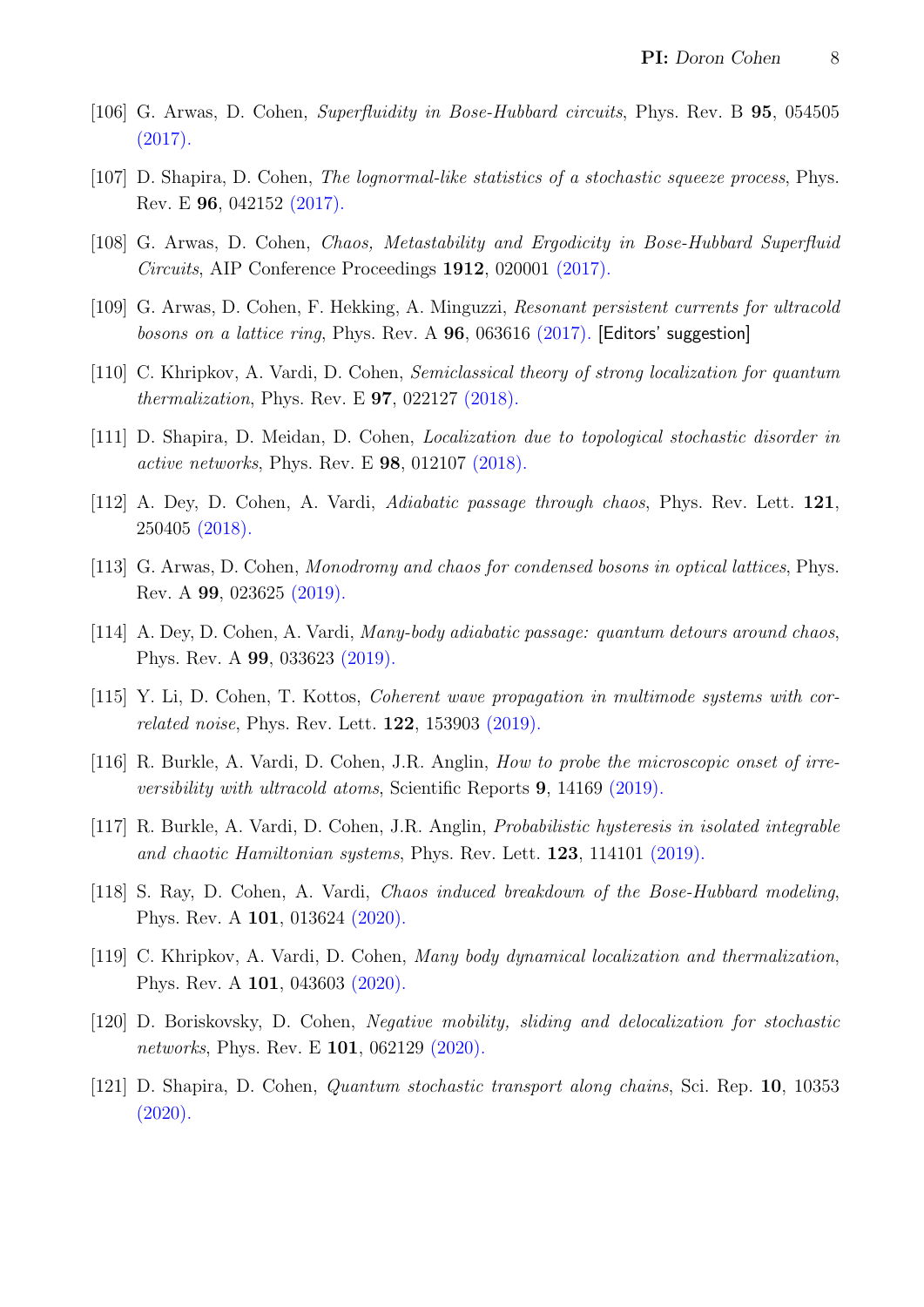[106] G. Arwas, D. Cohen, *Superfluidity in Bose-Hubbard circuits*, Phys. Rev. B **95**, 054505 (2017).

[107] D. Shapira, D. Cohen, *The lognormal-like statistics of a stochastic squeeze process*, Phys. Rev. E **96**, 042152 (2017).

[108] G. Arwas, D. Cohen, *Chaos, Metastability and Ergodicity in Bose-Hubbard Superfluid Circuits*, AIP Conference Proceedings **1912**, 020001 (2017).

[109] G. Arwas, D. Cohen, F. Hekking, A. Minguzzi, *Resonant persistent currents for ultracold bosons on a lattice ring*, Phys. Rev. A **96**, 063616 (2017). [Editors' suggestion]

[110] C. Khripkov, A. Vardi, D. Cohen, *Semiclassical theory of strong localization for quantum thermalization*, Phys. Rev. E **97**, 022127 (2018).

[111] D. Shapira, D. Meidan, D. Cohen, *Localization due to topological stochastic disorder in active networks*, Phys. Rev. E **98**, 012107 (2018).

[112] A. Dey, D. Cohen, A. Vardi, *Adiabatic passage through chaos*, Phys. Rev. Lett. **121**, 250405 (2018).

[113] G. Arwas, D. Cohen, *Monodromy and chaos for condensed bosons in optical lattices*, Phys. Rev. A **99**, 023625 (2019).

[114] A. Dey, D. Cohen, A. Vardi, *Many-body adiabatic passage: quantum detours around chaos*, Phys. Rev. A **99**, 033623 (2019).

[115] Y. Li, D. Cohen, T. Kottos, *Coherent wave propagation in multimode systems with correlated noise*, Phys. Rev. Lett. **122**, 153903 (2019).

[116] R. Burkle, A. Vardi, D. Cohen, J.R. Anglin, *How to probe the microscopic onset of irreversibility with ultracold atoms*, Scientific Reports **9**, 14169 (2019).

[117] R. Burkle, A. Vardi, D. Cohen, J.R. Anglin, *Probabilistic hysteresis in isolated integrable and chaotic Hamiltonian systems*, Phys. Rev. Lett. **123**, 114101 (2019).

[118] S. Ray, D. Cohen, A. Vardi, *Chaos induced breakdown of the Bose-Hubbard modeling*, Phys. Rev. A **101**, 013624 (2020).

[119] C. Khripkov, A. Vardi, D. Cohen, *Many body dynamical localization and thermalization*, Phys. Rev. A **101**, 043603 (2020).

[120] D. Boriskovsky, D. Cohen, *Negative mobility, sliding and delocalization for stochastic networks*, Phys. Rev. E **101**, 062129 (2020).

[121] D. Shapira, D. Cohen, *Quantum stochastic transport along chains*, Sci. Rep. **10**, 10353 (2020).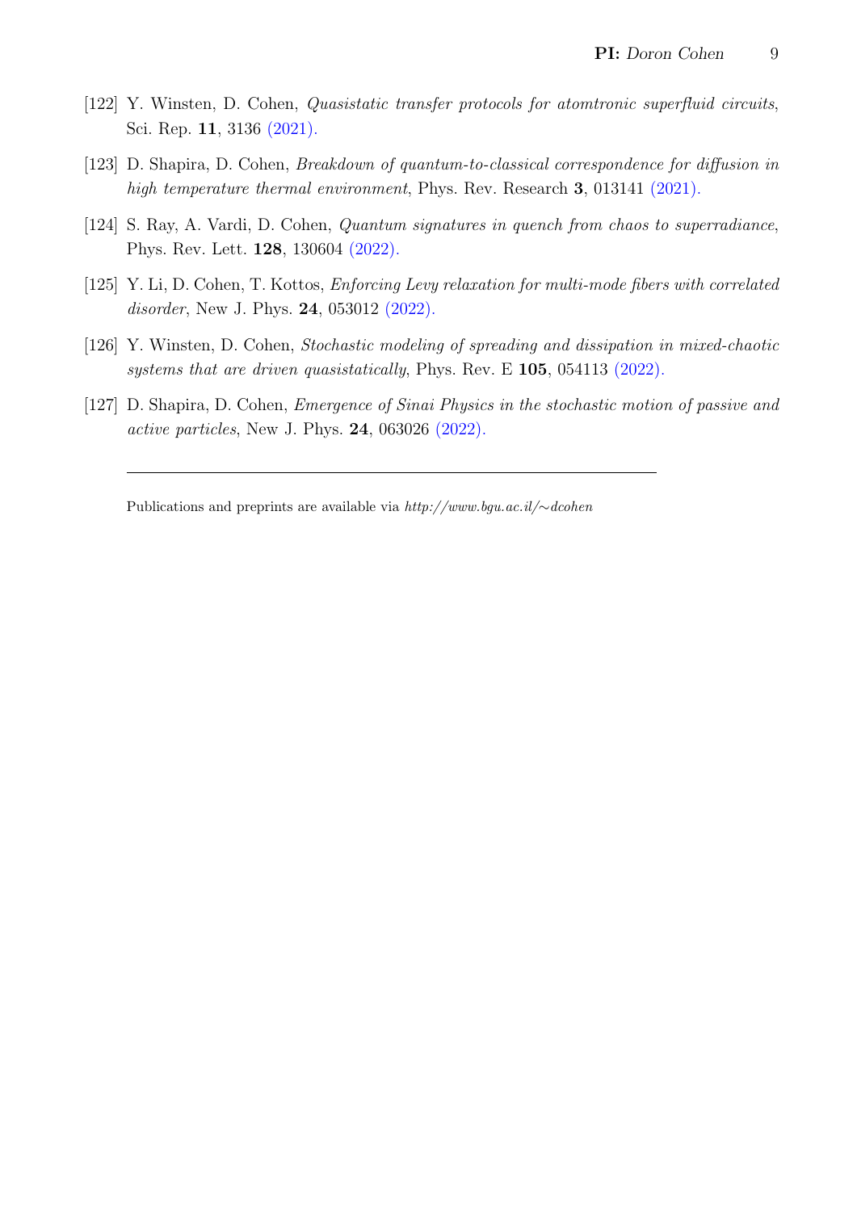[122] Y. Winsten, D. Cohen, *Quasistatic transfer protocols for atomtronic superfluid circuits*, Sci. Rep. **11**, 3136 (2021).

[123] D. Shapira, D. Cohen, *Breakdown of quantum-to-classical correspondence for diffusion in high temperature thermal environment*, Phys. Rev. Research **3**, 013141 (2021).

[124] S. Ray, A. Vardi, D. Cohen, *Quantum signatures in quench from chaos to superradiance*, Phys. Rev. Lett. **128**, 130604 (2022).

[125] Y. Li, D. Cohen, T. Kottos, *Enforcing Levy relaxation for multi-mode fibers with correlated disorder*, New J. Phys. **24**, 053012 (2022).

[126] Y. Winsten, D. Cohen, *Stochastic modeling of spreading and dissipation in mixed-chaotic systems that are driven quasistatically*, Phys. Rev. E **105**, 054113 (2022).

[127] D. Shapira, D. Cohen, *Emergence of Sinai Physics in the stochastic motion of passive and active particles*, New J. Phys. **24**, 063026 (2022).

---

Publications and preprints are available via *http://www.bgu.ac.il/∼dcohen*